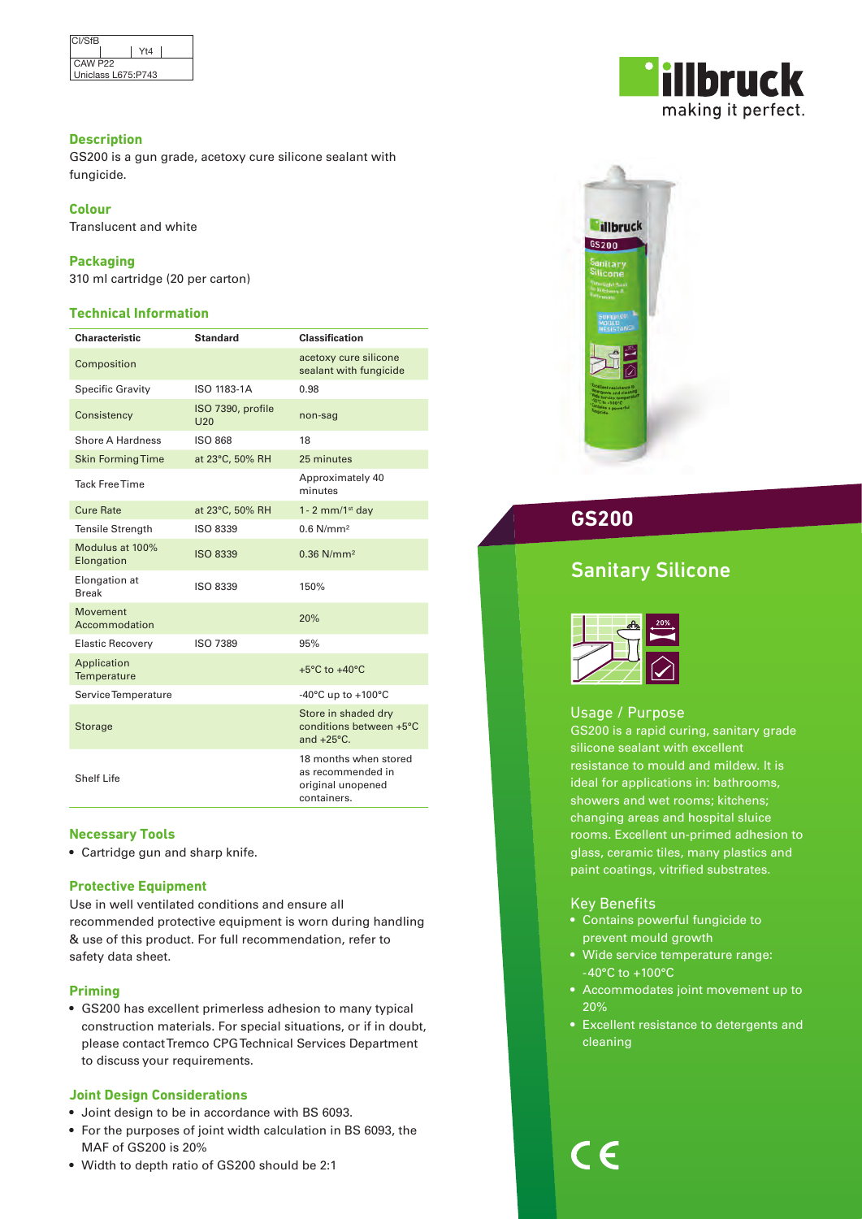| CI/SfB | Yt4 |
|---|---|
| CAW P22 | |
| Uniclass L675:P743 | |

illbruck
making it perfect.

## Description

GS200 is a gun grade, acetoxy cure silicone sealant with fungicide.

## Colour

Translucent and white

## Packaging

310 ml cartridge (20 per carton)

## Technical Information

| Characteristic | Standard | Classification |
|---|---|---|
| Composition | | acetoxy cure silicone sealant with fungicide |
| Specific Gravity | ISO 1183-1A | 0.98 |
| Consistency | ISO 7390, profile U20 | non-sag |
| Shore A Hardness | ISO 868 | 18 |
| Skin Forming Time | at 23°C, 50% RH | 25 minutes |
| Tack Free Time | | Approximately 40 minutes |
| Cure Rate | at 23°C, 50% RH | 1 - 2 mm/1st day |
| Tensile Strength | ISO 8339 | 0.6 N/mm² |
| Modulus at 100% Elongation | ISO 8339 | 0.36 N/mm² |
| Elongation at Break | ISO 8339 | 150% |
| Movement Accommodation | | 20% |
| Elastic Recovery | ISO 7389 | 95% |
| Application Temperature | | +5°C to +40°C |
| Service Temperature | | -40°C up to +100°C |
| Storage | | Store in shaded dry conditions between +5°C and +25°C. |
| Shelf Life | | 18 months when stored as recommended in original unopened containers. |

## Necessary Tools

- Cartridge gun and sharp knife.

## Protective Equipment

Use in well ventilated conditions and ensure all recommended protective equipment is worn during handling & use of this product. For full recommendation, refer to safety data sheet.

## Priming

- GS200 has excellent primerless adhesion to many typical construction materials. For special situations, or if in doubt, please contact Tremco CPG Technical Services Department to discuss your requirements.

## Joint Design Considerations

- Joint design to be in accordance with BS 6093.
- For the purposes of joint width calculation in BS 6093, the MAF of GS200 is 20%
- Width to depth ratio of GS200 should be 2:1

# GS200

## Sanitary Silicone

20%

### Usage / Purpose

GS200 is a rapid curing, sanitary grade silicone sealant with excellent resistance to mould and mildew. It is ideal for applications in: bathrooms, showers and wet rooms; kitchens; changing areas and hospital sluice rooms. Excellent un-primed adhesion to glass, ceramic tiles, many plastics and paint coatings, vitrified substrates.

### Key Benefits

- Contains powerful fungicide to prevent mould growth
- Wide service temperature range: -40°C to +100°C
- Accommodates joint movement up to 20%
- Excellent resistance to detergents and cleaning

CE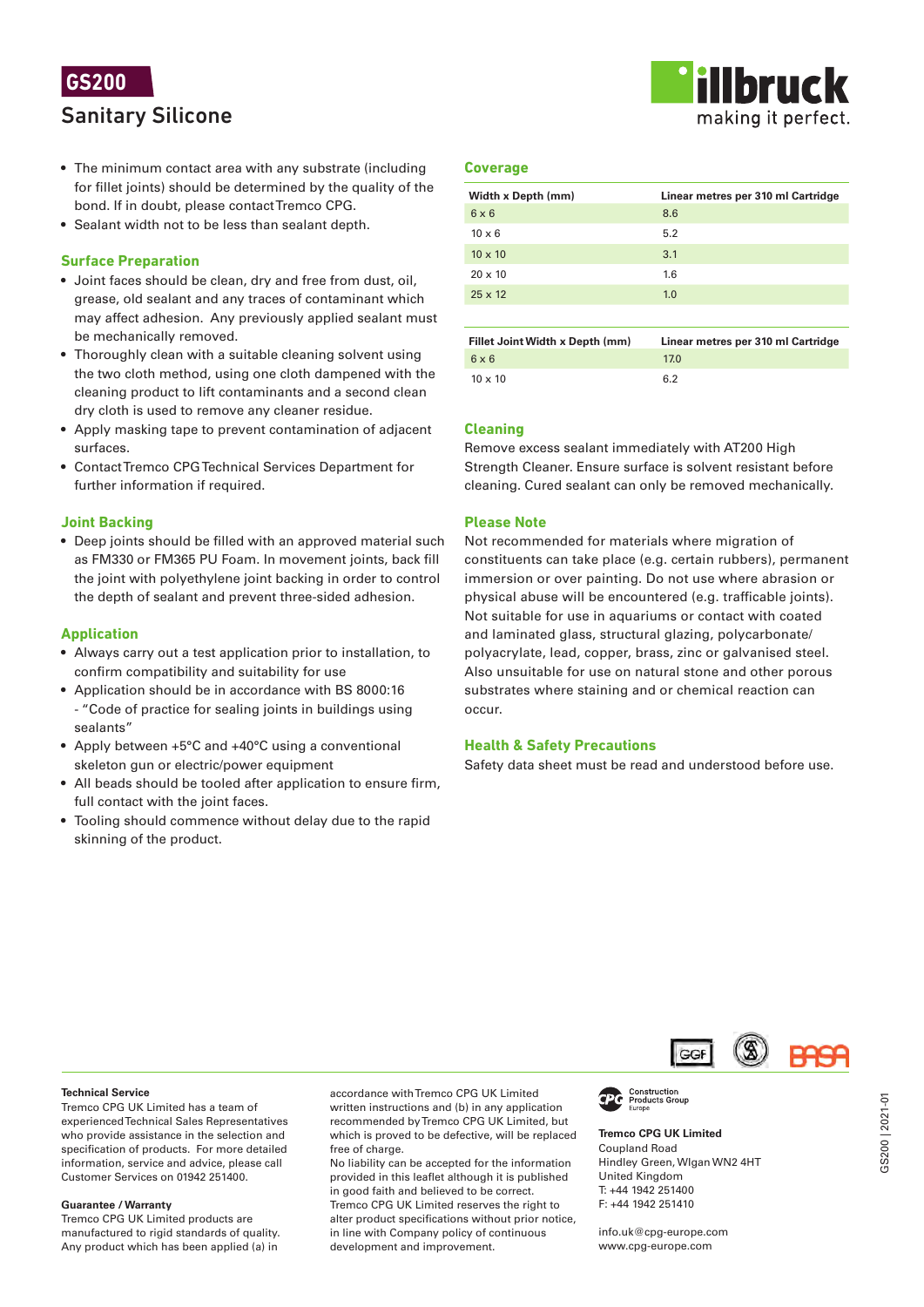# GS200

## Sanitary Silicone

- The minimum contact area with any substrate (including for fillet joints) should be determined by the quality of the bond. If in doubt, please contact Tremco CPG.
- Sealant width not to be less than sealant depth.

### Surface Preparation

- Joint faces should be clean, dry and free from dust, oil, grease, old sealant and any traces of contaminant which may affect adhesion. Any previously applied sealant must be mechanically removed.
- Thoroughly clean with a suitable cleaning solvent using the two cloth method, using one cloth dampened with the cleaning product to lift contaminants and a second clean dry cloth is used to remove any cleaner residue.
- Apply masking tape to prevent contamination of adjacent surfaces.
- Contact Tremco CPG Technical Services Department for further information if required.

### Joint Backing

- Deep joints should be filled with an approved material such as FM330 or FM365 PU Foam. In movement joints, back fill the joint with polyethylene joint backing in order to control the depth of sealant and prevent three-sided adhesion.

### Application

- Always carry out a test application prior to installation, to confirm compatibility and suitability for use
- Application should be in accordance with BS 8000:16 - "Code of practice for sealing joints in buildings using sealants"
- Apply between +5°C and +40°C using a conventional skeleton gun or electric/power equipment
- All beads should be tooled after application to ensure firm, full contact with the joint faces.
- Tooling should commence without delay due to the rapid skinning of the product.

### Coverage

| Width x Depth (mm) | Linear metres per 310 ml Cartridge |
|---|---|
| 6 x 6 | 8.6 |
| 10 x 6 | 5.2 |
| 10 x 10 | 3.1 |
| 20 x 10 | 1.6 |
| 25 x 12 | 1.0 |

| Fillet Joint Width x Depth (mm) | Linear metres per 310 ml Cartridge |
|---|---|
| 6 x 6 | 17.0 |
| 10 x 10 | 6.2 |

### Cleaning

Remove excess sealant immediately with AT200 High Strength Cleaner. Ensure surface is solvent resistant before cleaning. Cured sealant can only be removed mechanically.

### Please Note

Not recommended for materials where migration of constituents can take place (e.g. certain rubbers), permanent immersion or over painting. Do not use where abrasion or physical abuse will be encountered (e.g. trafficable joints). Not suitable for use in aquariums or contact with coated and laminated glass, structural glazing, polycarbonate/ polyacrylate, lead, copper, brass, zinc or galvanised steel. Also unsuitable for use on natural stone and other porous substrates where staining and or chemical reaction can occur.

### Health & Safety Precautions

Safety data sheet must be read and understood before use.

**Technical Service**
Tremco CPG UK Limited has a team of experienced Technical Sales Representatives who provide assistance in the selection and specification of products. For more detailed information, service and advice, please call Customer Services on 01942 251400.

**Guarantee / Warranty**
Tremco CPG UK Limited products are manufactured to rigid standards of quality. Any product which has been applied (a) in accordance with Tremco CPG UK Limited written instructions and (b) in any application recommended by Tremco CPG UK Limited, but which is proved to be defective, will be replaced free of charge.
No liability can be accepted for the information provided in this leaflet although it is published in good faith and believed to be correct.
Tremco CPG UK Limited reserves the right to alter product specifications without prior notice, in line with Company policy of continuous development and improvement.

**Tremco CPG UK Limited**
Coupland Road
Hindley Green, Wigan WN2 4HT
United Kingdom
T: +44 1942 251400
F: +44 1942 251410

info.uk@cpg-europe.com
www.cpg-europe.com

GS200 | 2021-01